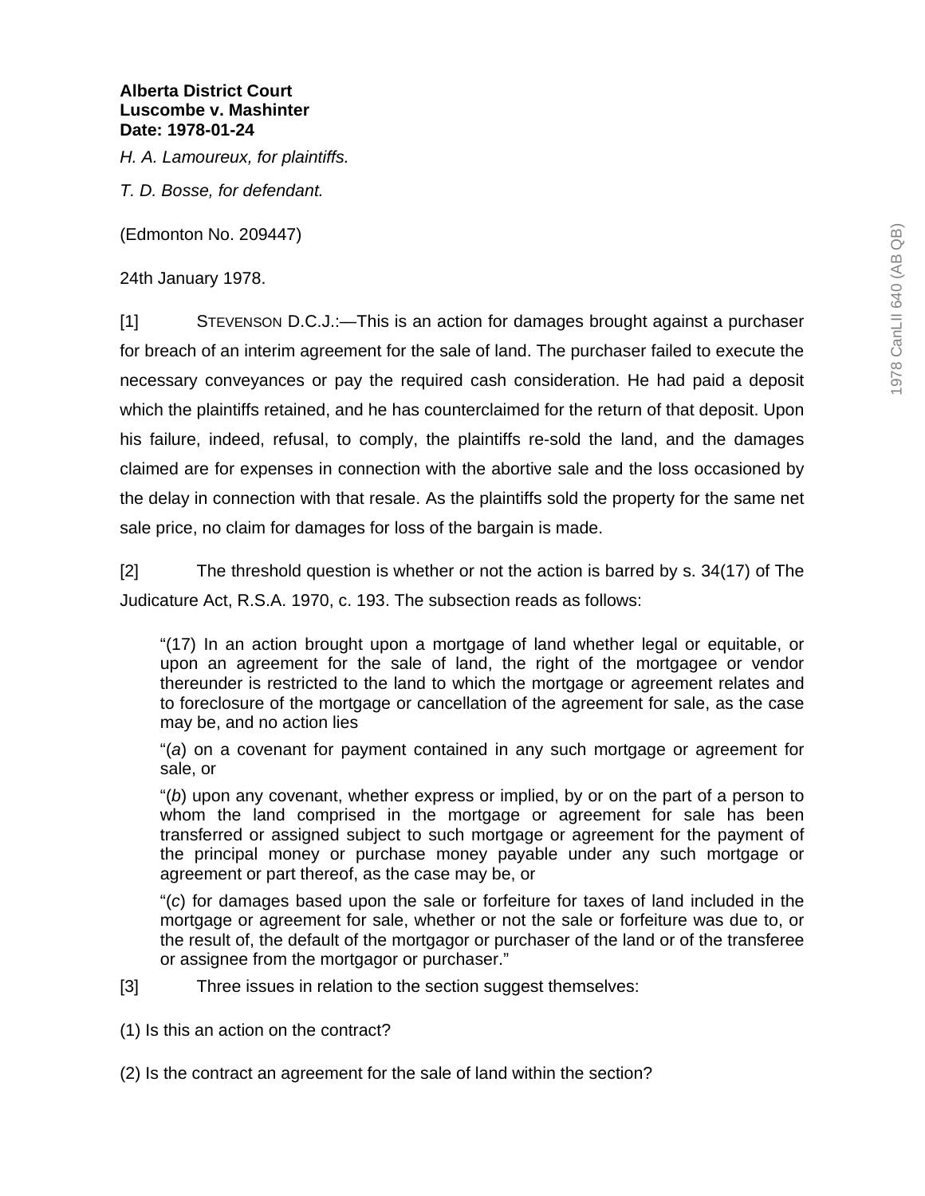**Alberta District Court**
**Luscombe v. Mashinter**
**Date: 1978-01-24**

*H. A. Lamoureux, for plaintiffs.*

*T. D. Bosse, for defendant.*

(Edmonton No. 209447)

24th January 1978.

[1] STEVENSON D.C.J.:—This is an action for damages brought against a purchaser for breach of an interim agreement for the sale of land. The purchaser failed to execute the necessary conveyances or pay the required cash consideration. He had paid a deposit which the plaintiffs retained, and he has counterclaimed for the return of that deposit. Upon his failure, indeed, refusal, to comply, the plaintiffs re-sold the land, and the damages claimed are for expenses in connection with the abortive sale and the loss occasioned by the delay in connection with that resale. As the plaintiffs sold the property for the same net sale price, no claim for damages for loss of the bargain is made.

[2] The threshold question is whether or not the action is barred by s. 34(17) of The Judicature Act, R.S.A. 1970, c. 193. The subsection reads as follows:

> "(17) In an action brought upon a mortgage of land whether legal or equitable, or upon an agreement for the sale of land, the right of the mortgagee or vendor thereunder is restricted to the land to which the mortgage or agreement relates and to foreclosure of the mortgage or cancellation of the agreement for sale, as the case may be, and no action lies
>
> "(*a*) on a covenant for payment contained in any such mortgage or agreement for sale, or
>
> "(*b*) upon any covenant, whether express or implied, by or on the part of a person to whom the land comprised in the mortgage or agreement for sale has been transferred or assigned subject to such mortgage or agreement for the payment of the principal money or purchase money payable under any such mortgage or agreement or part thereof, as the case may be, or
>
> "(*c*) for damages based upon the sale or forfeiture for taxes of land included in the mortgage or agreement for sale, whether or not the sale or forfeiture was due to, or the result of, the default of the mortgagor or purchaser of the land or of the transferee or assignee from the mortgagor or purchaser."

[3] Three issues in relation to the section suggest themselves:

(1) Is this an action on the contract?

(2) Is the contract an agreement for the sale of land within the section?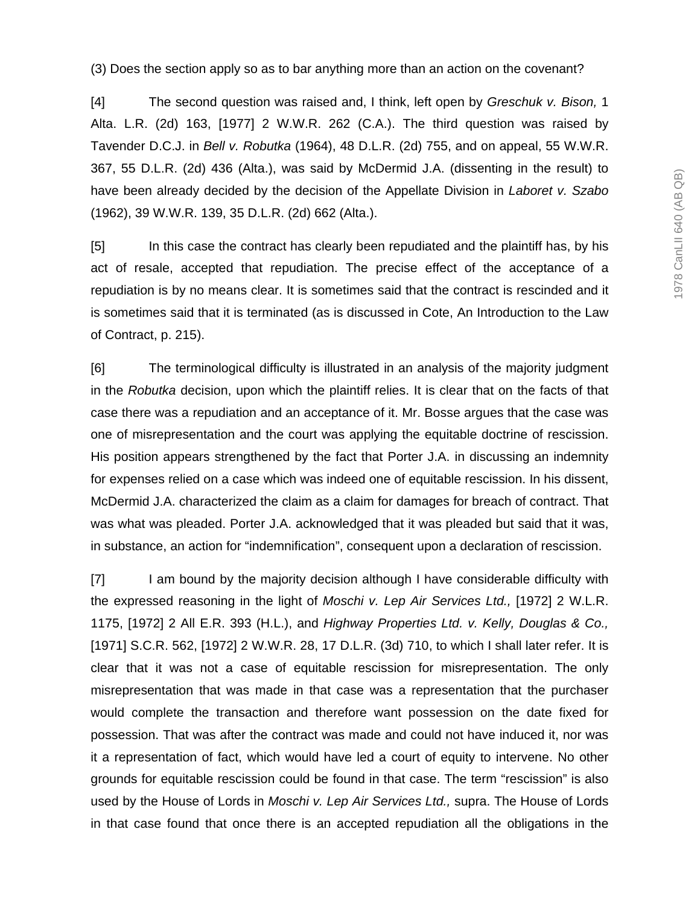(3) Does the section apply so as to bar anything more than an action on the covenant?

[4] The second question was raised and, I think, left open by *Greschuk v. Bison,* 1 Alta. L.R. (2d) 163, [1977] 2 W.W.R. 262 (C.A.). The third question was raised by Tavender D.C.J. in *Bell v. Robutka* (1964), 48 D.L.R. (2d) 755, and on appeal, 55 W.W.R. 367, 55 D.L.R. (2d) 436 (Alta.), was said by McDermid J.A. (dissenting in the result) to have been already decided by the decision of the Appellate Division in *Laboret v. Szabo* (1962), 39 W.W.R. 139, 35 D.L.R. (2d) 662 (Alta.).

[5] In this case the contract has clearly been repudiated and the plaintiff has, by his act of resale, accepted that repudiation. The precise effect of the acceptance of a repudiation is by no means clear. It is sometimes said that the contract is rescinded and it is sometimes said that it is terminated (as is discussed in Cote, An Introduction to the Law of Contract, p. 215).

[6] The terminological difficulty is illustrated in an analysis of the majority judgment in the *Robutka* decision, upon which the plaintiff relies. It is clear that on the facts of that case there was a repudiation and an acceptance of it. Mr. Bosse argues that the case was one of misrepresentation and the court was applying the equitable doctrine of rescission. His position appears strengthened by the fact that Porter J.A. in discussing an indemnity for expenses relied on a case which was indeed one of equitable rescission. In his dissent, McDermid J.A. characterized the claim as a claim for damages for breach of contract. That was what was pleaded. Porter J.A. acknowledged that it was pleaded but said that it was, in substance, an action for "indemnification", consequent upon a declaration of rescission.

[7] I am bound by the majority decision although I have considerable difficulty with the expressed reasoning in the light of *Moschi v. Lep Air Services Ltd.,* [1972] 2 W.L.R. 1175, [1972] 2 All E.R. 393 (H.L.), and *Highway Properties Ltd. v. Kelly, Douglas & Co.,* [1971] S.C.R. 562, [1972] 2 W.W.R. 28, 17 D.L.R. (3d) 710, to which I shall later refer. It is clear that it was not a case of equitable rescission for misrepresentation. The only misrepresentation that was made in that case was a representation that the purchaser would complete the transaction and therefore want possession on the date fixed for possession. That was after the contract was made and could not have induced it, nor was it a representation of fact, which would have led a court of equity to intervene. No other grounds for equitable rescission could be found in that case. The term "rescission" is also used by the House of Lords in *Moschi v. Lep Air Services Ltd.,* supra. The House of Lords in that case found that once there is an accepted repudiation all the obligations in the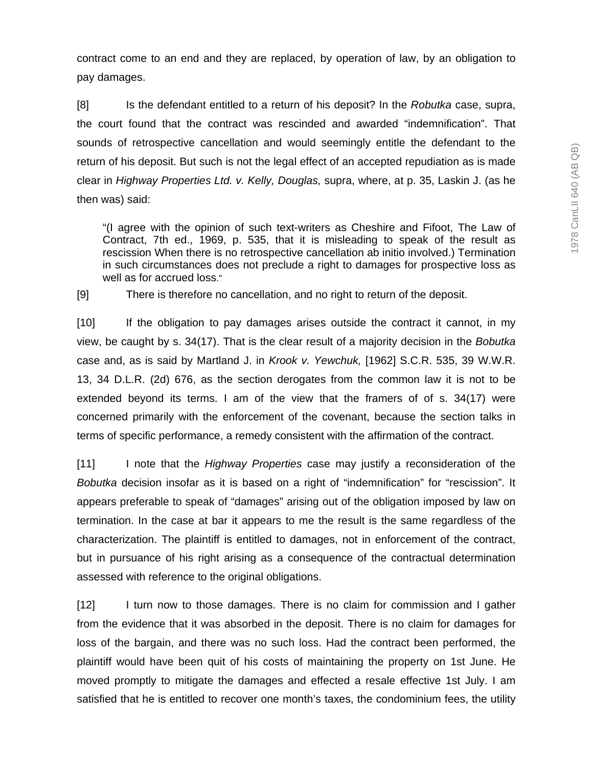contract come to an end and they are replaced, by operation of law, by an obligation to pay damages.

[8] Is the defendant entitled to a return of his deposit? In the *Robutka* case, supra, the court found that the contract was rescinded and awarded "indemnification". That sounds of retrospective cancellation and would seemingly entitle the defendant to the return of his deposit. But such is not the legal effect of an accepted repudiation as is made clear in *Highway Properties Ltd. v. Kelly, Douglas,* supra, where, at p. 35, Laskin J. (as he then was) said:

> "(I agree with the opinion of such text-writers as Cheshire and Fifoot, The Law of Contract, 7th ed., 1969, p. 535, that it is misleading to speak of the result as rescission When there is no retrospective cancellation ab initio involved.) Termination in such circumstances does not preclude a right to damages for prospective loss as well as for accrued loss."

[9] There is therefore no cancellation, and no right to return of the deposit.

[10] If the obligation to pay damages arises outside the contract it cannot, in my view, be caught by s. 34(17). That is the clear result of a majority decision in the *Bobutka* case and, as is said by Martland J. in *Krook v. Yewchuk,* [1962] S.C.R. 535, 39 W.W.R. 13, 34 D.L.R. (2d) 676, as the section derogates from the common law it is not to be extended beyond its terms. I am of the view that the framers of of s. 34(17) were concerned primarily with the enforcement of the covenant, because the section talks in terms of specific performance, a remedy consistent with the affirmation of the contract.

[11] I note that the *Highway Properties* case may justify a reconsideration of the *Bobutka* decision insofar as it is based on a right of "indemnification" for "rescission". It appears preferable to speak of "damages" arising out of the obligation imposed by law on termination. In the case at bar it appears to me the result is the same regardless of the characterization. The plaintiff is entitled to damages, not in enforcement of the contract, but in pursuance of his right arising as a consequence of the contractual determination assessed with reference to the original obligations.

[12] I turn now to those damages. There is no claim for commission and I gather from the evidence that it was absorbed in the deposit. There is no claim for damages for loss of the bargain, and there was no such loss. Had the contract been performed, the plaintiff would have been quit of his costs of maintaining the property on 1st June. He moved promptly to mitigate the damages and effected a resale effective 1st July. I am satisfied that he is entitled to recover one month's taxes, the condominium fees, the utility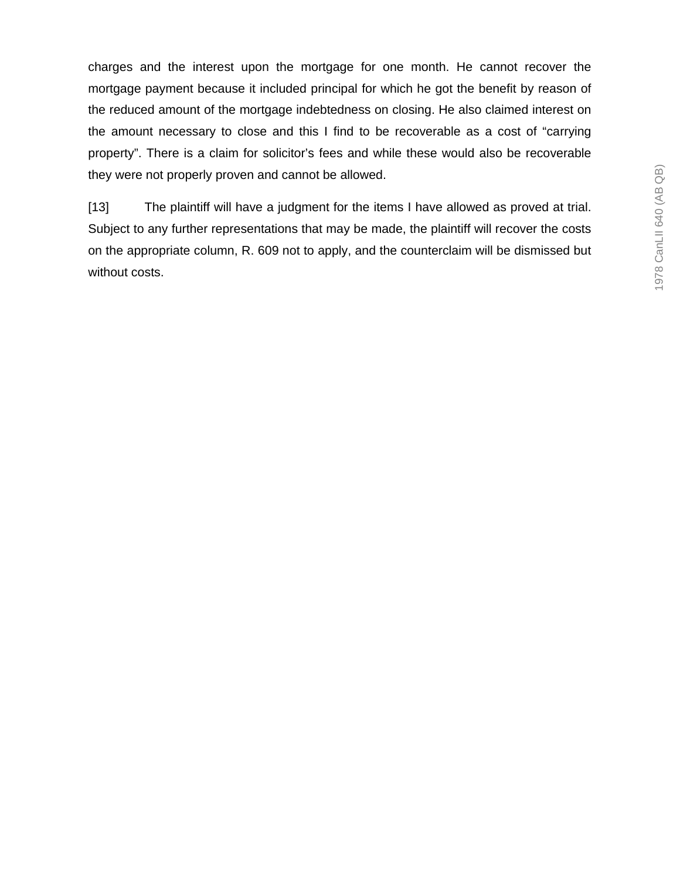charges and the interest upon the mortgage for one month. He cannot recover the mortgage payment because it included principal for which he got the benefit by reason of the reduced amount of the mortgage indebtedness on closing. He also claimed interest on the amount necessary to close and this I find to be recoverable as a cost of "carrying property". There is a claim for solicitor's fees and while these would also be recoverable they were not properly proven and cannot be allowed.

[13] The plaintiff will have a judgment for the items I have allowed as proved at trial. Subject to any further representations that may be made, the plaintiff will recover the costs on the appropriate column, R. 609 not to apply, and the counterclaim will be dismissed but without costs.